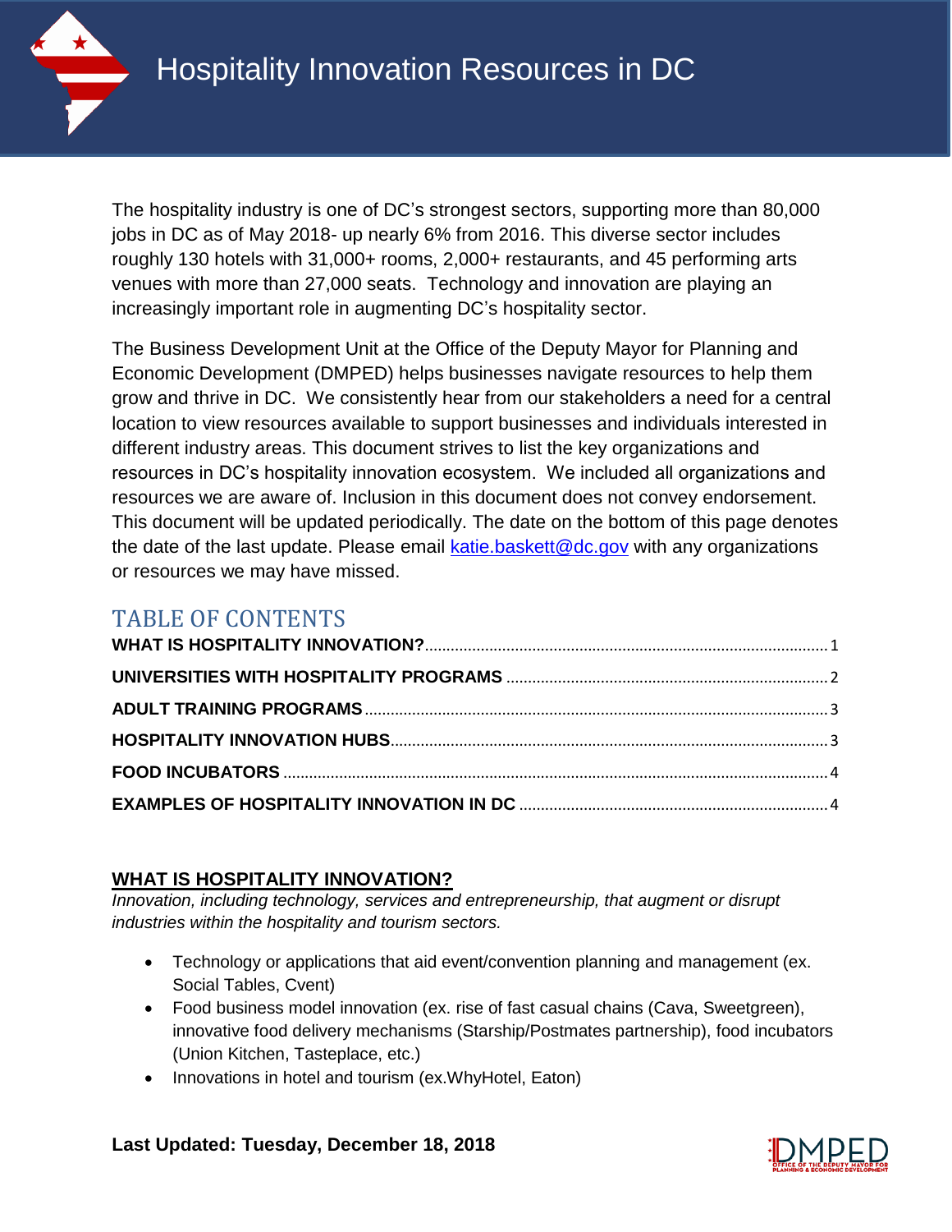# Hospitality Innovation Resources in DC

The hospitality industry is one of DC's strongest sectors, supporting more than 80,000 jobs in DC as of May 2018- up nearly 6% from 2016. This diverse sector includes roughly 130 hotels with 31,000+ rooms, 2,000+ restaurants, and 45 performing arts venues with more than 27,000 seats. Technology and innovation are playing an increasingly important role in augmenting DC's hospitality sector.

The Business Development Unit at the Office of the Deputy Mayor for Planning and Economic Development (DMPED) helps businesses navigate resources to help them grow and thrive in DC. We consistently hear from our stakeholders a need for a central location to view resources available to support businesses and individuals interested in different industry areas. This document strives to list the key organizations and resources in DC's hospitality innovation ecosystem. We included all organizations and resources we are aware of. Inclusion in this document does not convey endorsement. This document will be updated periodically. The date on the bottom of this page denotes the date of the last update. Please email [katie.baskett@dc.gov](mailto:katie.baskett@dc.gov) with any organizations or resources we may have missed.

## TABLE OF CONTENTS

- **WHAT IS HOSPITALITY INNOVATION?** ........ 1
- **UNIVERSITIES WITH HOSPITALITY PROGRAMS** ........ 2
- **ADULT TRAINING PROGRAMS** ........ 3
- **HOSPITALITY INNOVATION HUBS** ........ 3
- **FOOD INCUBATORS** ........ 4
- **EXAMPLES OF HOSPITALITY INNOVATION IN DC** ........ 4

## WHAT IS HOSPITALITY INNOVATION?

*Innovation, including technology, services and entrepreneurship, that augment or disrupt industries within the hospitality and tourism sectors.*

- Technology or applications that aid event/convention planning and management (ex. Social Tables, Cvent)
- Food business model innovation (ex. rise of fast casual chains (Cava, Sweetgreen), innovative food delivery mechanisms (Starship/Postmates partnership), food incubators (Union Kitchen, Tasteplace, etc.)
- Innovations in hotel and tourism (ex.WhyHotel, Eaton)

**Last Updated: Tuesday, December 18, 2018**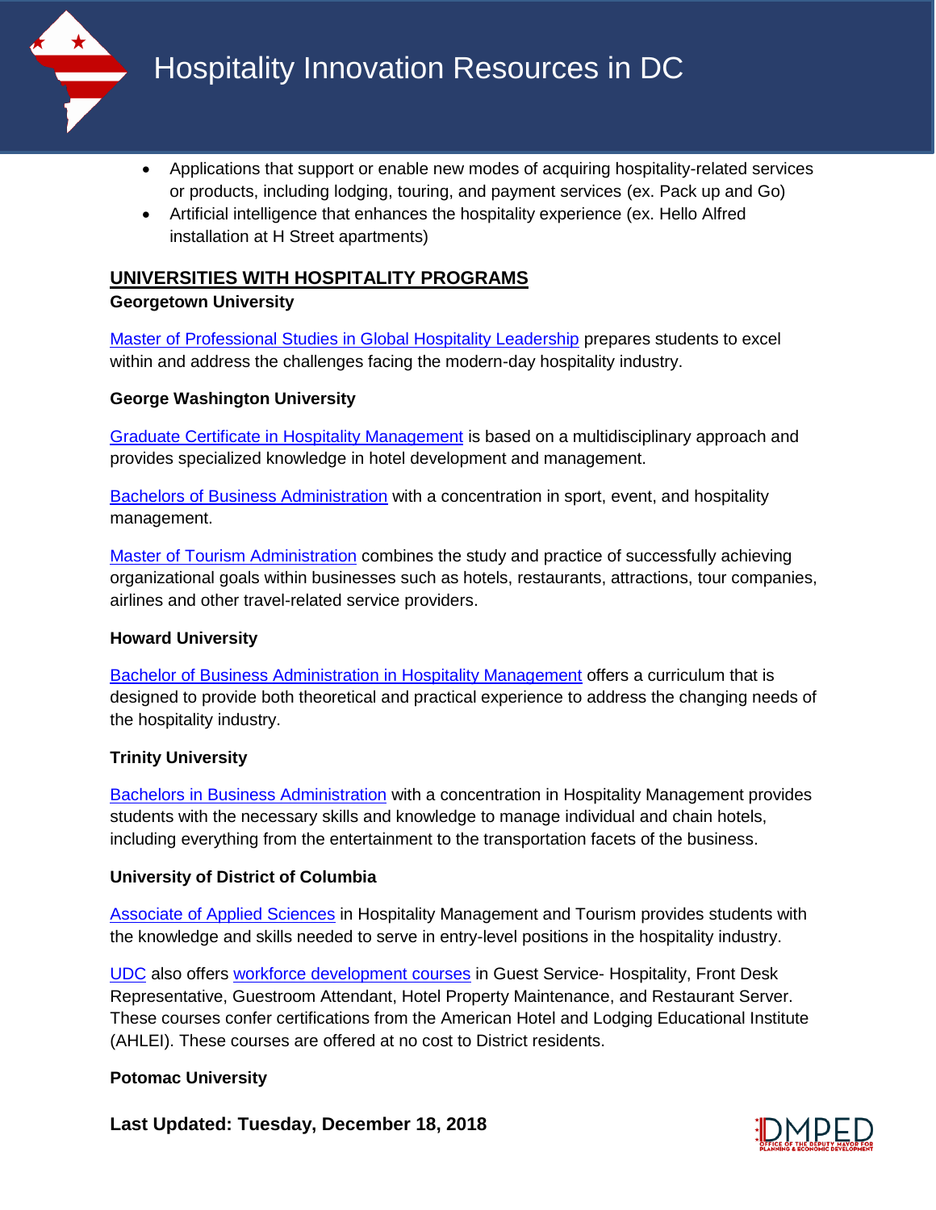- Applications that support or enable new modes of acquiring hospitality-related services or products, including lodging, touring, and payment services (ex. Pack up and Go)
- Artificial intelligence that enhances the hospitality experience (ex. Hello Alfred installation at H Street apartments)

## UNIVERSITIES WITH HOSPITALITY PROGRAMS

**Georgetown University**

Master of Professional Studies in Global Hospitality Leadership prepares students to excel within and address the challenges facing the modern-day hospitality industry.

**George Washington University**

Graduate Certificate in Hospitality Management is based on a multidisciplinary approach and provides specialized knowledge in hotel development and management.

Bachelors of Business Administration with a concentration in sport, event, and hospitality management.

Master of Tourism Administration combines the study and practice of successfully achieving organizational goals within businesses such as hotels, restaurants, attractions, tour companies, airlines and other travel-related service providers.

**Howard University**

Bachelor of Business Administration in Hospitality Management offers a curriculum that is designed to provide both theoretical and practical experience to address the changing needs of the hospitality industry.

**Trinity University**

Bachelors in Business Administration with a concentration in Hospitality Management provides students with the necessary skills and knowledge to manage individual and chain hotels, including everything from the entertainment to the transportation facets of the business.

**University of District of Columbia**

Associate of Applied Sciences in Hospitality Management and Tourism provides students with the knowledge and skills needed to serve in entry-level positions in the hospitality industry.

UDC also offers workforce development courses in Guest Service- Hospitality, Front Desk Representative, Guestroom Attendant, Hotel Property Maintenance, and Restaurant Server. These courses confer certifications from the American Hotel and Lodging Educational Institute (AHLEI). These courses are offered at no cost to District residents.

**Potomac University**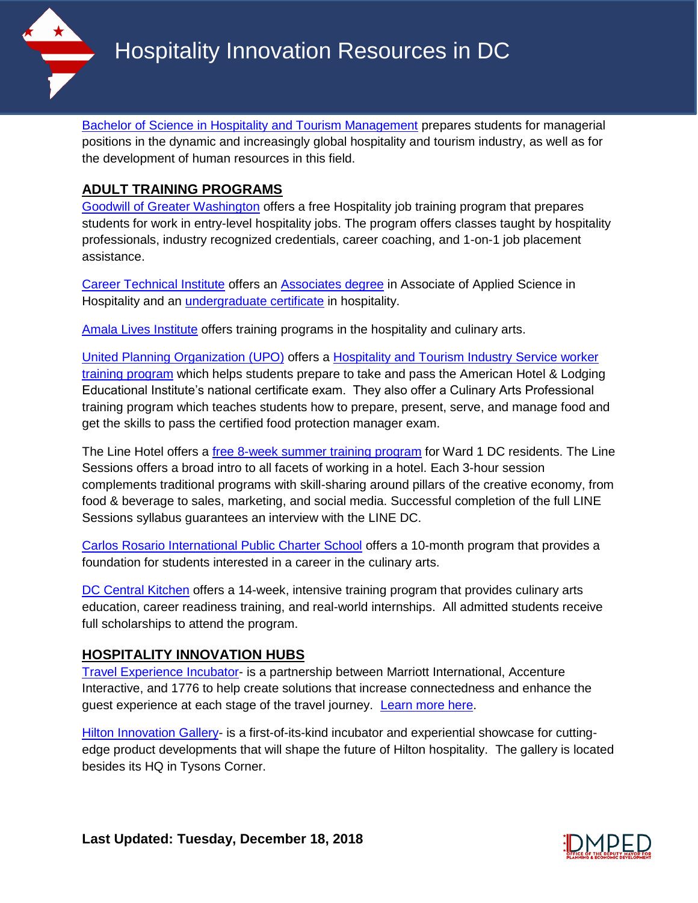Bachelor of Science in Hospitality and Tourism Management prepares students for managerial positions in the dynamic and increasingly global hospitality and tourism industry, as well as for the development of human resources in this field.

## ADULT TRAINING PROGRAMS

Goodwill of Greater Washington offers a free Hospitality job training program that prepares students for work in entry-level hospitality jobs. The program offers classes taught by hospitality professionals, industry recognized credentials, career coaching, and 1-on-1 job placement assistance.

Career Technical Institute offers an Associates degree in Associate of Applied Science in Hospitality and an undergraduate certificate in hospitality.

Amala Lives Institute offers training programs in the hospitality and culinary arts.

United Planning Organization (UPO) offers a Hospitality and Tourism Industry Service worker training program which helps students prepare to take and pass the American Hotel & Lodging Educational Institute's national certificate exam. They also offer a Culinary Arts Professional training program which teaches students how to prepare, present, serve, and manage food and get the skills to pass the certified food protection manager exam.

The Line Hotel offers a free 8-week summer training program for Ward 1 DC residents. The Line Sessions offers a broad intro to all facets of working in a hotel. Each 3-hour session complements traditional programs with skill-sharing around pillars of the creative economy, from food & beverage to sales, marketing, and social media. Successful completion of the full LINE Sessions syllabus guarantees an interview with the LINE DC.

Carlos Rosario International Public Charter School offers a 10-month program that provides a foundation for students interested in a career in the culinary arts.

DC Central Kitchen offers a 14-week, intensive training program that provides culinary arts education, career readiness training, and real-world internships. All admitted students receive full scholarships to attend the program.

## HOSPITALITY INNOVATION HUBS

Travel Experience Incubator- is a partnership between Marriott International, Accenture Interactive, and 1776 to help create solutions that increase connectedness and enhance the guest experience at each stage of the travel journey. Learn more here.

Hilton Innovation Gallery- is a first-of-its-kind incubator and experiential showcase for cutting-edge product developments that will shape the future of Hilton hospitality. The gallery is located besides its HQ in Tysons Corner.

**Last Updated: Tuesday, December 18, 2018**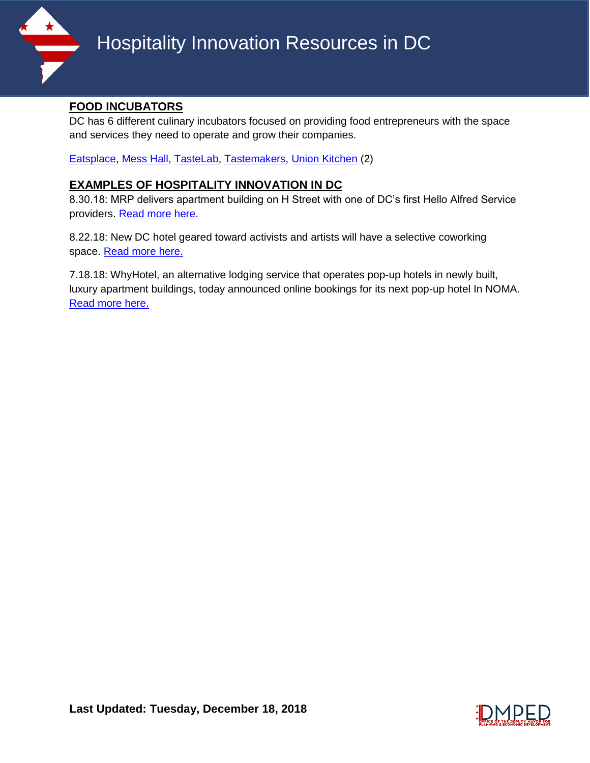## FOOD INCUBATORS

DC has 6 different culinary incubators focused on providing food entrepreneurs with the space and services they need to operate and grow their companies.

Eatsplace, Mess Hall, TasteLab, Tastemakers, Union Kitchen (2)

## EXAMPLES OF HOSPITALITY INNOVATION IN DC

8.30.18: MRP delivers apartment building on H Street with one of DC's first Hello Alfred Service providers. Read more here.

8.22.18: New DC hotel geared toward activists and artists will have a selective coworking space. Read more here.

7.18.18: WhyHotel, an alternative lodging service that operates pop-up hotels in newly built, luxury apartment buildings, today announced online bookings for its next pop-up hotel In NOMA. Read more here.

**Last Updated: Tuesday, December 18, 2018**